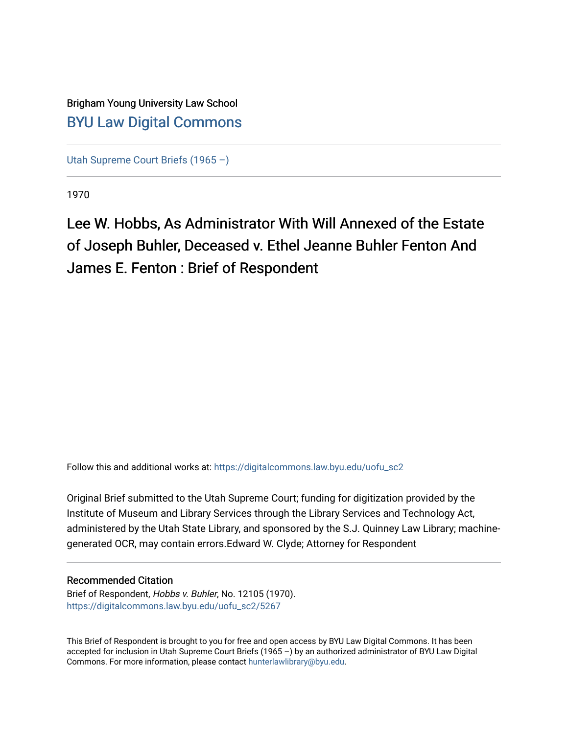Brigham Young University Law School

[BYU Law Digital Commons](https://digitalcommons.law.byu.edu)

---

[Utah Supreme Court Briefs (1965 –)](https://digitalcommons.law.byu.edu/uofu_sc2)

---

1970

# Lee W. Hobbs, As Administrator With Will Annexed of the Estate of Joseph Buhler, Deceased v. Ethel Jeanne Buhler Fenton And James E. Fenton : Brief of Respondent

Follow this and additional works at: https://digitalcommons.law.byu.edu/uofu_sc2

Original Brief submitted to the Utah Supreme Court; funding for digitization provided by the Institute of Museum and Library Services through the Library Services and Technology Act, administered by the Utah State Library, and sponsored by the S.J. Quinney Law Library; machine-generated OCR, may contain errors.Edward W. Clyde; Attorney for Respondent

---

### Recommended Citation

Brief of Respondent, *Hobbs v. Buhler*, No. 12105 (1970).
https://digitalcommons.law.byu.edu/uofu_sc2/5267

---

This Brief of Respondent is brought to you for free and open access by BYU Law Digital Commons. It has been accepted for inclusion in Utah Supreme Court Briefs (1965 –) by an authorized administrator of BYU Law Digital Commons. For more information, please contact hunterlawlibrary@byu.edu.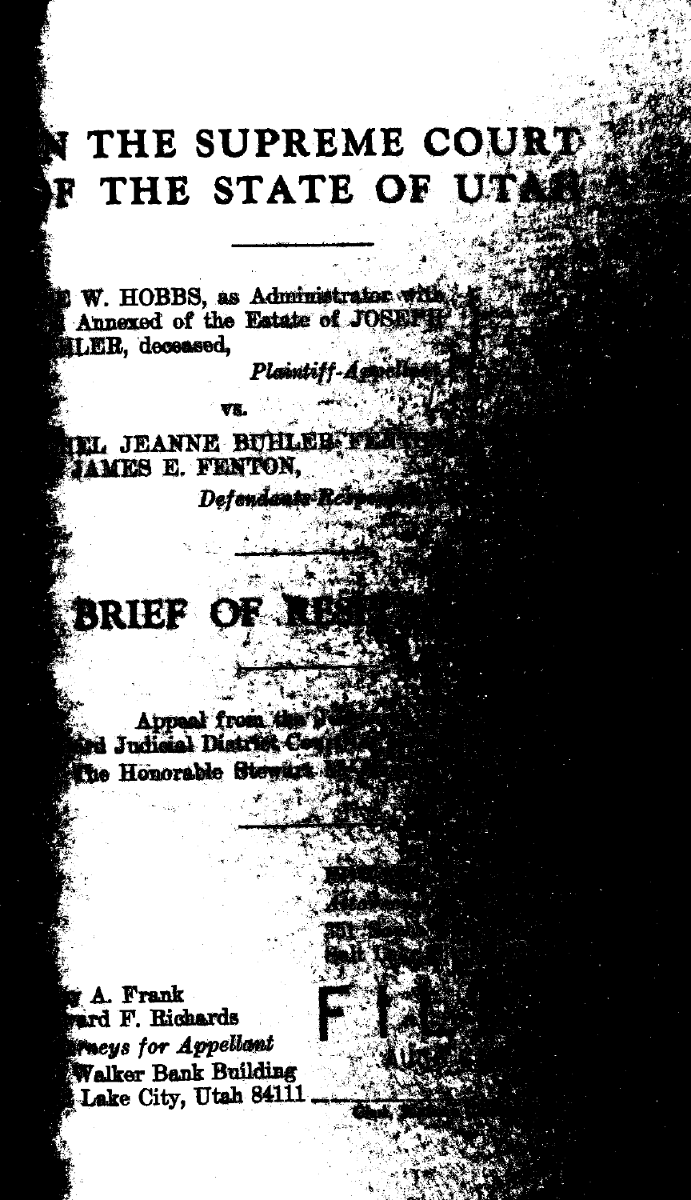# N THE SUPREME COURT
# F THE STATE OF UTAH

---

W. HOBBS, as Administrator with Annexed of the Estate of JOSEPH LER, deceased,

*Plaintiff-Appellant,*

vs.

EL JEANNE BUHLER FENTON JAMES E. FENTON,

*Defendants-Respondents.*

---

# BRIEF OF RESPONDENTS

---

Appeal from the District Court of the ard Judicial District Court The Honorable Stewart M.

---

A. Frank
ard F. Richards
*rneys for Appellant*
Walker Bank Building
Lake City, Utah 84111

FILED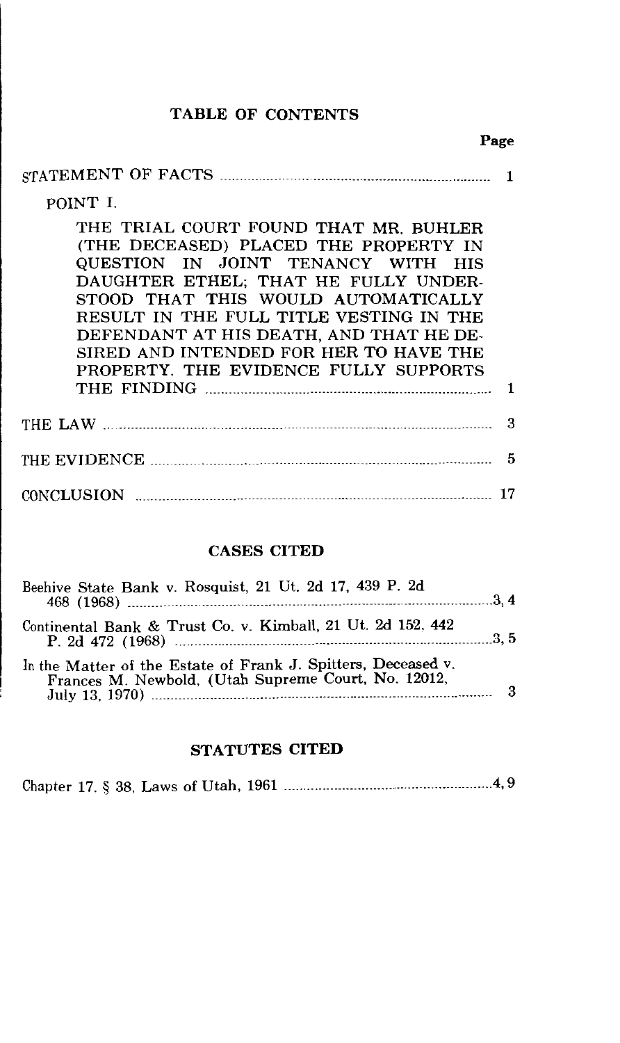## TABLE OF CONTENTS

| | Page |
|---|---|
| STATEMENT OF FACTS | 1 |
| POINT I. | |
| THE TRIAL COURT FOUND THAT MR. BUHLER (THE DECEASED) PLACED THE PROPERTY IN QUESTION IN JOINT TENANCY WITH HIS DAUGHTER ETHEL; THAT HE FULLY UNDERSTOOD THAT THIS WOULD AUTOMATICALLY RESULT IN THE FULL TITLE VESTING IN THE DEFENDANT AT HIS DEATH, AND THAT HE DESIRED AND INTENDED FOR HER TO HAVE THE PROPERTY. THE EVIDENCE FULLY SUPPORTS THE FINDING | 1 |
| THE LAW | 3 |
| THE EVIDENCE | 5 |
| CONCLUSION | 17 |

## CASES CITED

| | |
|---|---|
| Beehive State Bank v. Rosquist, 21 Ut. 2d 17, 439 P. 2d 468 (1968) | 3, 4 |
| Continental Bank & Trust Co. v. Kimball, 21 Ut. 2d 152, 442 P. 2d 472 (1968) | 3, 5 |
| In the Matter of the Estate of Frank J. Spitters, Deceased v. Frances M. Newbold, (Utah Supreme Court, No. 12012, July 13, 1970) | 3 |

## STATUTES CITED

| | |
|---|---|
| Chapter 17. § 38, Laws of Utah, 1961 | 4, 9 |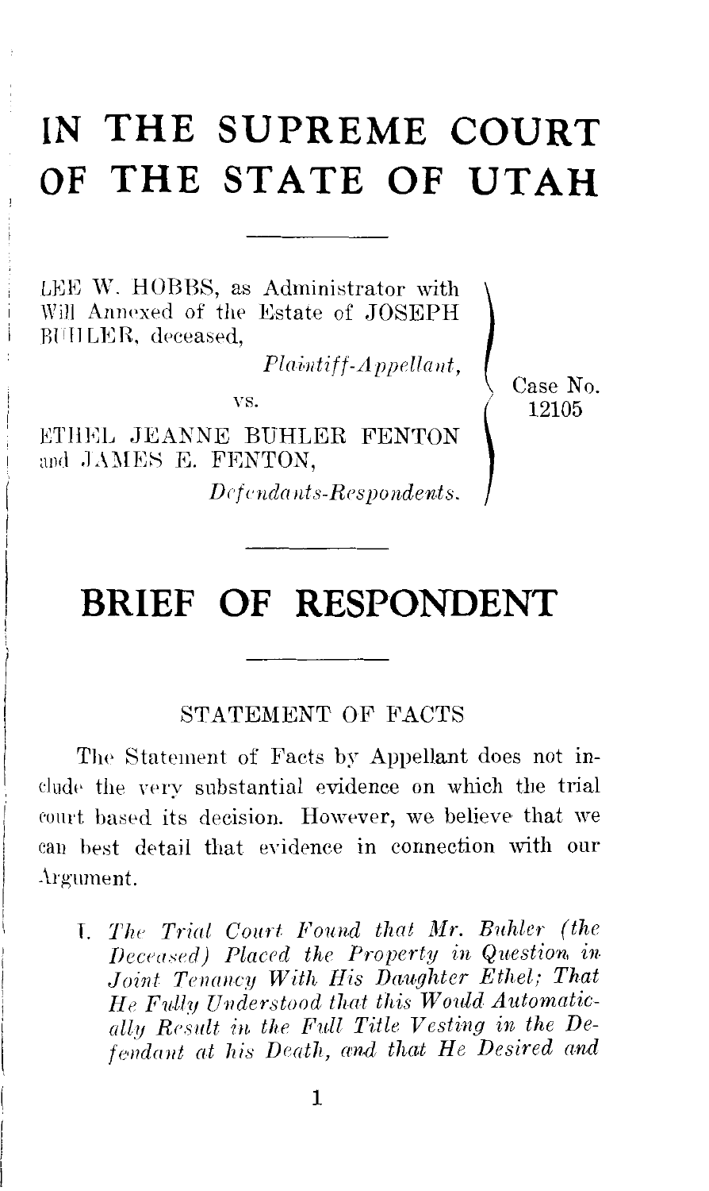# IN THE SUPREME COURT OF THE STATE OF UTAH

LEE W. HOBBS, as Administrator with Will Annexed of the Estate of JOSEPH BUHLER, deceased,

*Plaintiff-Appellant,*

vs.

ETHEL JEANNE BUHLER FENTON and JAMES E. FENTON,

*Defendants-Respondents.*

Case No. 12105

# BRIEF OF RESPONDENT

## STATEMENT OF FACTS

The Statement of Facts by Appellant does not include the very substantial evidence on which the trial court based its decision. However, we believe that we can best detail that evidence in connection with our Argument.

I. *The Trial Court Found that Mr. Buhler (the Deceased) Placed the Property in Question in Joint Tenancy With His Daughter Ethel; That He Fully Understood that this Would Automatically Result in the Full Title Vesting in the Defendant at his Death, and that He Desired and*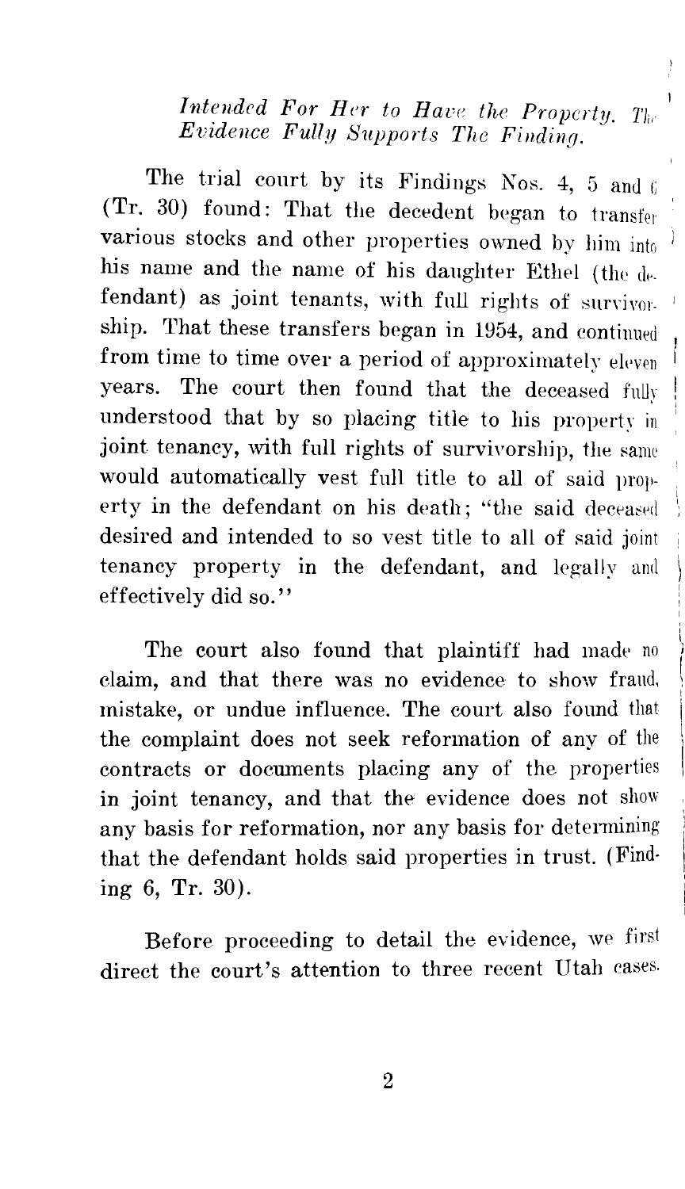*Intended For Her to Have the Property. The Evidence Fully Supports The Finding.*

The trial court by its Findings Nos. 4, 5 and 6 (Tr. 30) found: That the decedent began to transfer various stocks and other properties owned by him into his name and the name of his daughter Ethel (the defendant) as joint tenants, with full rights of survivorship. That these transfers began in 1954, and continued from time to time over a period of approximately eleven years. The court then found that the deceased fully understood that by so placing title to his property in joint tenancy, with full rights of survivorship, the same would automatically vest full title to all of said property in the defendant on his death; "the said deceased desired and intended to so vest title to all of said joint tenancy property in the defendant, and legally and effectively did so."

The court also found that plaintiff had made no claim, and that there was no evidence to show fraud, mistake, or undue influence. The court also found that the complaint does not seek reformation of any of the contracts or documents placing any of the properties in joint tenancy, and that the evidence does not show any basis for reformation, nor any basis for determining that the defendant holds said properties in trust. (Finding 6, Tr. 30).

Before proceeding to detail the evidence, we first direct the court's attention to three recent Utah cases.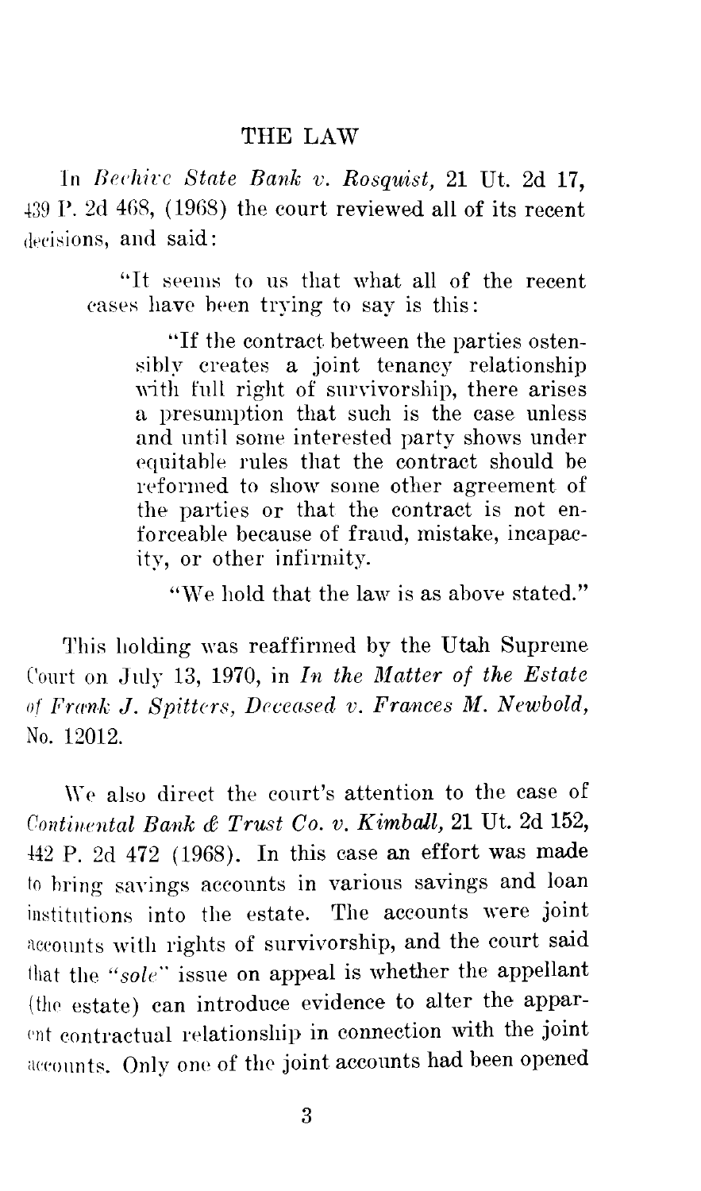## THE LAW

In *Beehive State Bank v. Rosquist,* 21 Ut. 2d 17, 439 P. 2d 468, (1968) the court reviewed all of its recent decisions, and said:

> "It seems to us that what all of the recent cases have been trying to say is this:
>
> > "If the contract between the parties ostensibly creates a joint tenancy relationship with full right of survivorship, there arises a presumption that such is the case unless and until some interested party shows under equitable rules that the contract should be reformed to show some other agreement of the parties or that the contract is not enforceable because of fraud, mistake, incapacity, or other infirmity.
> >
> > "We hold that the law is as above stated."

This holding was reaffirmed by the Utah Supreme Court on July 13, 1970, in *In the Matter of the Estate of Frank J. Spitters, Deceased v. Frances M. Newbold,* No. 12012.

We also direct the court's attention to the case of *Continental Bank & Trust Co. v. Kimball,* 21 Ut. 2d 152, 442 P. 2d 472 (1968). In this case an effort was made to bring savings accounts in various savings and loan institutions into the estate. The accounts were joint accounts with rights of survivorship, and the court said that the *"sole"* issue on appeal is whether the appellant (the estate) can introduce evidence to alter the apparent contractual relationship in connection with the joint accounts. Only one of the joint accounts had been opened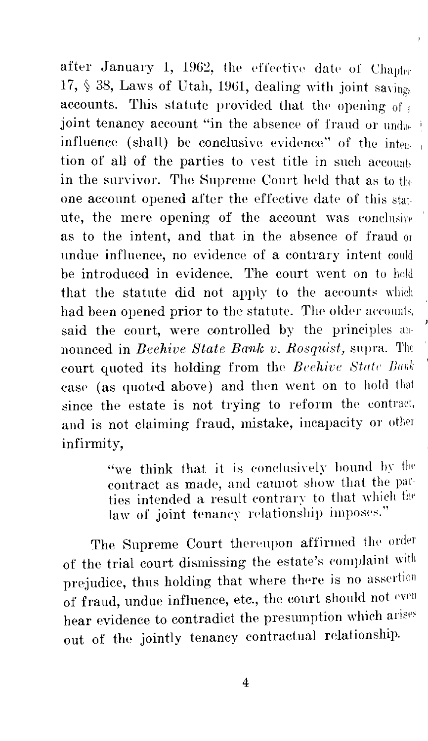after January 1, 1962, the effective date of Chapter 17, § 38, Laws of Utah, 1961, dealing with joint savings accounts. This statute provided that the opening of a joint tenancy account "in the absence of fraud or undue influence (shall) be conclusive evidence" of the intention of all of the parties to vest title in such accounts in the survivor. The Supreme Court held that as to the one account opened after the effective date of this statute, the mere opening of the account was conclusive as to the intent, and that in the absence of fraud or undue influence, no evidence of a contrary intent could be introduced in evidence. The court went on to hold that the statute did not apply to the accounts which had been opened prior to the statute. The older accounts, said the court, were controlled by the principles announced in *Beehive State Bank v. Rosquist,* supra. The court quoted its holding from the *Beehive State Bank* case (as quoted above) and then went on to hold that since the estate is not trying to reform the contract, and is not claiming fraud, mistake, incapacity or other infirmity,

> "we think that it is conclusively bound by the contract as made, and cannot show that the parties intended a result contrary to that which the law of joint tenancy relationship imposes."

The Supreme Court thereupon affirmed the order of the trial court dismissing the estate's complaint with prejudice, thus holding that where there is no assertion of fraud, undue influence, etc., the court should not even hear evidence to contradict the presumption which arises out of the jointly tenancy contractual relationship.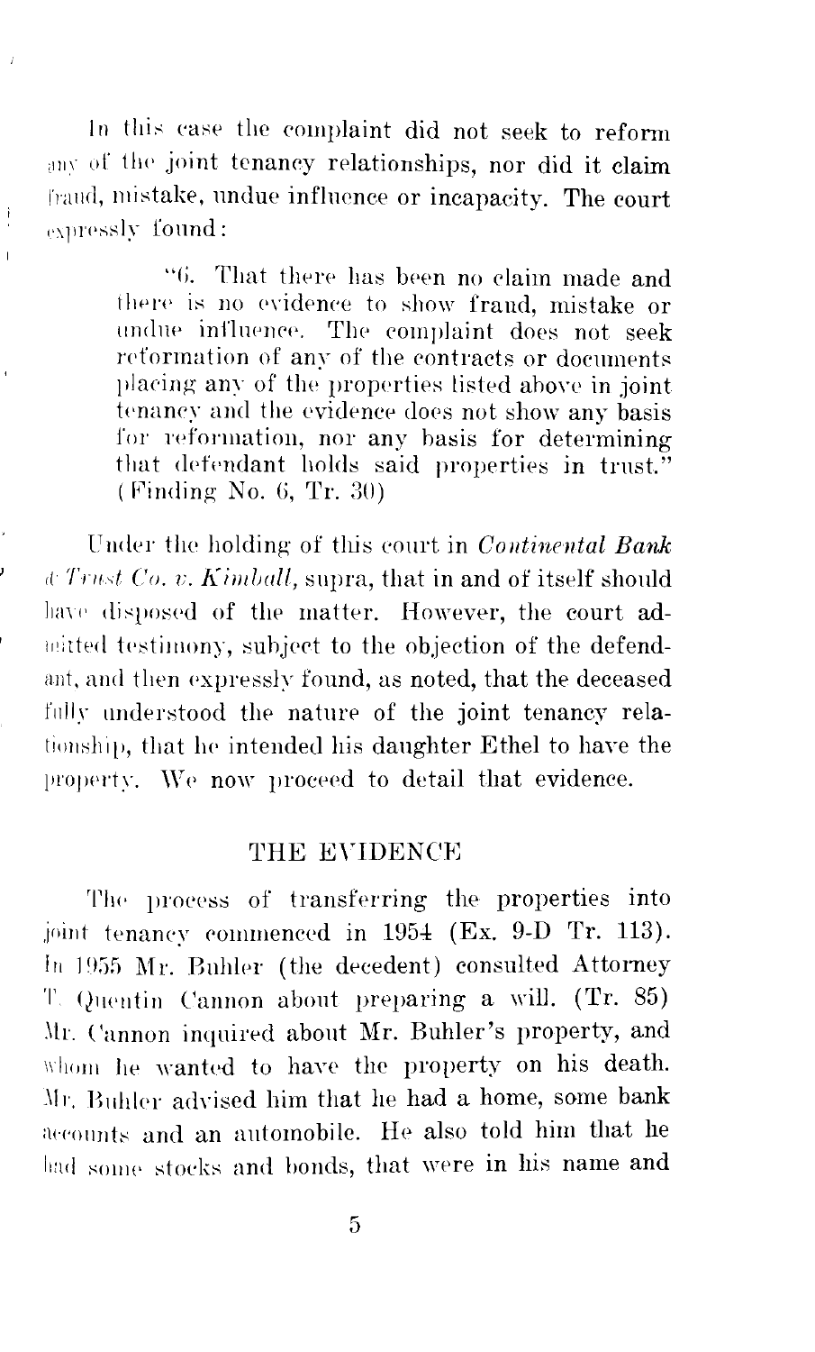In this case the complaint did not seek to reform any of the joint tenancy relationships, nor did it claim fraud, mistake, undue influence or incapacity. The court expressly found:

> "6. That there has been no claim made and there is no evidence to show fraud, mistake or undue influence. The complaint does not seek reformation of any of the contracts or documents placing any of the properties listed above in joint tenancy and the evidence does not show any basis for reformation, nor any basis for determining that defendant holds said properties in trust." (Finding No. 6, Tr. 30)

Under the holding of this court in *Continental Bank & Trust Co. v. Kimball,* supra, that in and of itself should have disposed of the matter. However, the court admitted testimony, subject to the objection of the defendant, and then expressly found, as noted, that the deceased fully understood the nature of the joint tenancy relationship, that he intended his daughter Ethel to have the property. We now proceed to detail that evidence.

## THE EVIDENCE

The process of transferring the properties into joint tenancy commenced in 1954 (Ex. 9-D Tr. 113). In 1955 Mr. Buhler (the decedent) consulted Attorney T. Quentin Cannon about preparing a will. (Tr. 85) Mr. Cannon inquired about Mr. Buhler's property, and whom he wanted to have the property on his death. Mr. Buhler advised him that he had a home, some bank accounts and an automobile. He also told him that he had some stocks and bonds, that were in his name and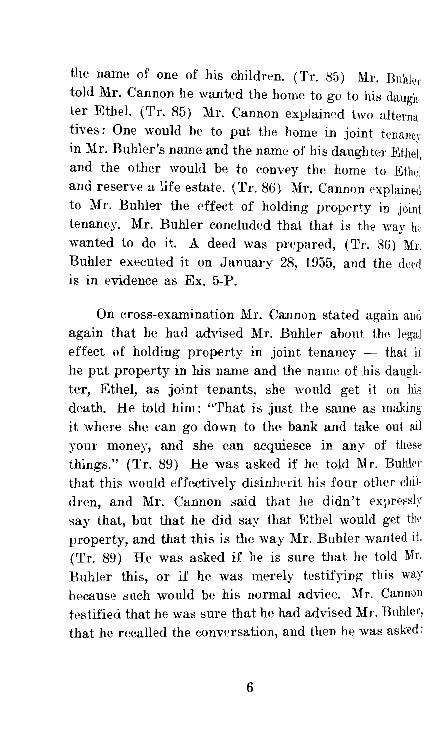the name of one of his children. (Tr. 85) Mr. Buhler told Mr. Cannon he wanted the home to go to his daughter Ethel. (Tr. 85) Mr. Cannon explained two alternatives: One would be to put the home in joint tenancy in Mr. Buhler's name and the name of his daughter Ethel, and the other would be to convey the home to Ethel and reserve a life estate. (Tr. 86) Mr. Cannon explained to Mr. Buhler the effect of holding property in joint tenancy. Mr. Buhler concluded that that is the way he wanted to do it. A deed was prepared, (Tr. 86) Mr. Buhler executed it on January 28, 1955, and the deed is in evidence as Ex. 5-P.

On cross-examination Mr. Cannon stated again and again that he had advised Mr. Buhler about the legal effect of holding property in joint tenancy — that if he put property in his name and the name of his daughter, Ethel, as joint tenants, she would get it on his death. He told him: "That is just the same as making it where she can go down to the bank and take out all your money, and she can acquiesce in any of these things." (Tr. 89) He was asked if he told Mr. Buhler that this would effectively disinherit his four other children, and Mr. Cannon said that he didn't expressly say that, but that he did say that Ethel would get the property, and that this is the way Mr. Buhler wanted it. (Tr. 89) He was asked if he is sure that he told Mr. Buhler this, or if he was merely testifying this way because such would be his normal advice. Mr. Cannon testified that he was sure that he had advised Mr. Buhler, that he recalled the conversation, and then he was asked: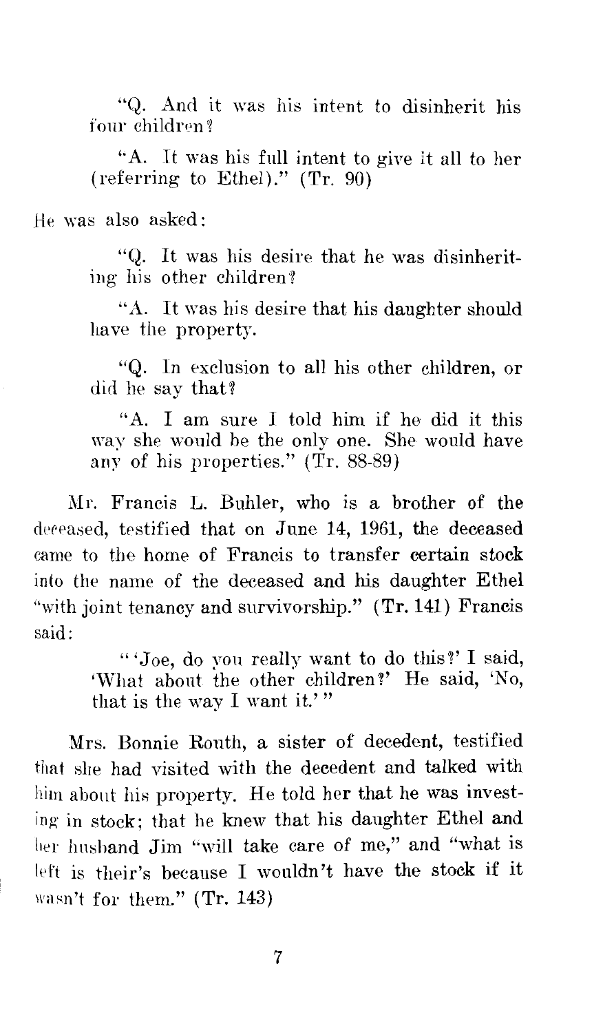> "Q. And it was his intent to disinherit his four children?
>
> "A. It was his full intent to give it all to her (referring to Ethel)." (Tr. 90)

He was also asked:

> "Q. It was his desire that he was disinheriting his other children?
>
> "A. It was his desire that his daughter should have the property.
>
> "Q. In exclusion to all his other children, or did he say that?
>
> "A. I am sure I told him if he did it this way she would be the only one. She would have any of his properties." (Tr. 88-89)

Mr. Francis L. Buhler, who is a brother of the deceased, testified that on June 14, 1961, the deceased came to the home of Francis to transfer certain stock into the name of the deceased and his daughter Ethel "with joint tenancy and survivorship." (Tr. 141) Francis said:

> "'Joe, do you really want to do this?' I said, 'What about the other children?' He said, 'No, that is the way I want it.'"

Mrs. Bonnie Routh, a sister of decedent, testified that she had visited with the decedent and talked with him about his property. He told her that he was investing in stock; that he knew that his daughter Ethel and her husband Jim "will take care of me," and "what is left is their's because I wouldn't have the stock if it wasn't for them." (Tr. 143)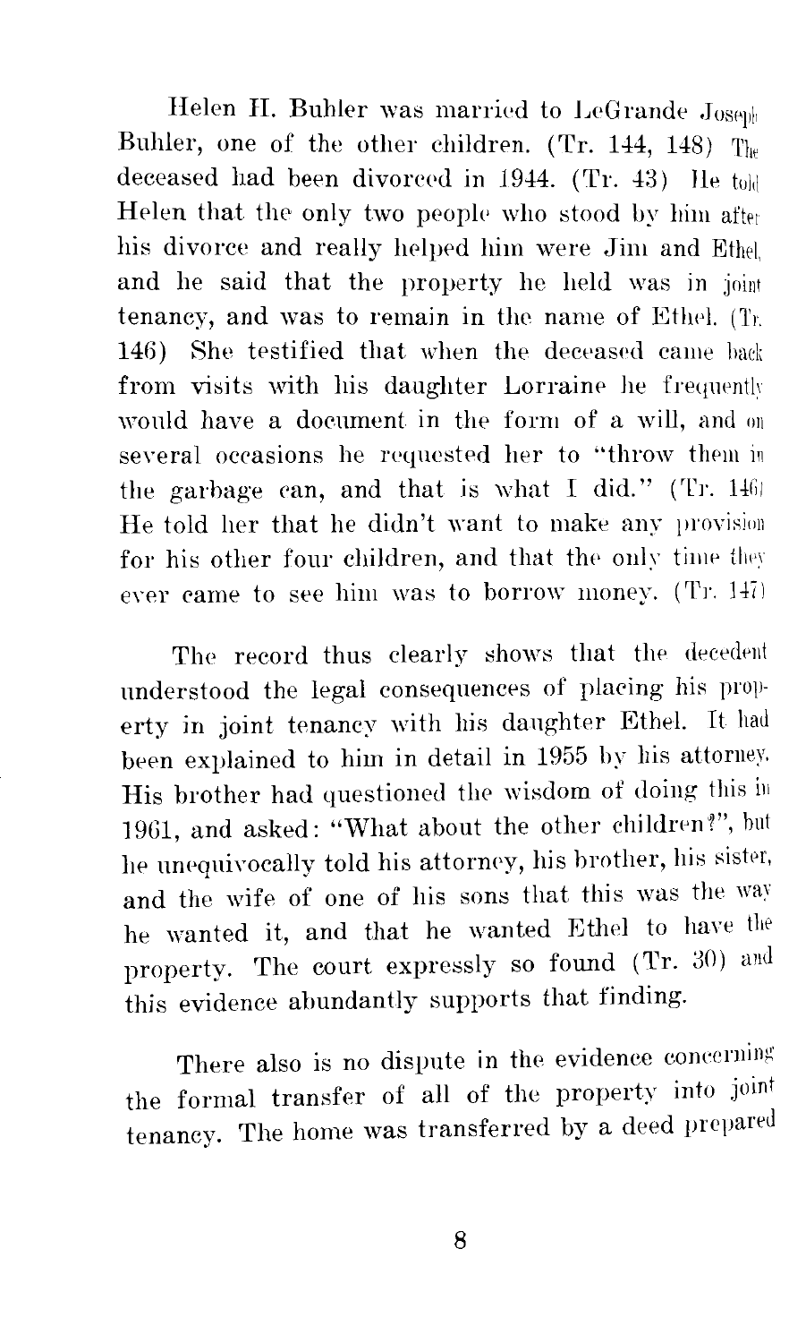Helen H. Buhler was married to LeGrande Joseph Buhler, one of the other children. (Tr. 144, 148) The deceased had been divorced in 1944. (Tr. 43) He told Helen that the only two people who stood by him after his divorce and really helped him were Jim and Ethel, and he said that the property he held was in joint tenancy, and was to remain in the name of Ethel. (Tr. 146) She testified that when the deceased came back from visits with his daughter Lorraine he frequently would have a document in the form of a will, and on several occasions he requested her to "throw them in the garbage can, and that is what I did." (Tr. 146) He told her that he didn't want to make any provision for his other four children, and that the only time they ever came to see him was to borrow money. (Tr. 147)

The record thus clearly shows that the decedent understood the legal consequences of placing his property in joint tenancy with his daughter Ethel. It had been explained to him in detail in 1955 by his attorney. His brother had questioned the wisdom of doing this in 1961, and asked: "What about the other children?", but he unequivocally told his attorney, his brother, his sister, and the wife of one of his sons that this was the way he wanted it, and that he wanted Ethel to have the property. The court expressly so found (Tr. 30) and this evidence abundantly supports that finding.

There also is no dispute in the evidence concerning the formal transfer of all of the property into joint tenancy. The home was transferred by a deed prepared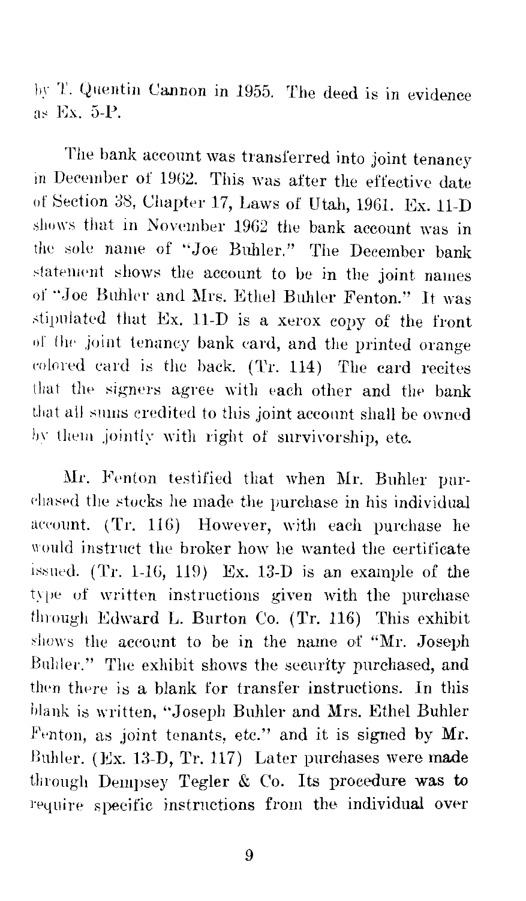by T. Quentin Cannon in 1955. The deed is in evidence as Ex. 5-P.

The bank account was transferred into joint tenancy in December of 1962. This was after the effective date of Section 38, Chapter 17, Laws of Utah, 1961. Ex. 11-D shows that in November 1962 the bank account was in the sole name of "Joe Buhler." The December bank statement shows the account to be in the joint names of "Joe Buhler and Mrs. Ethel Buhler Fenton." It was stipulated that Ex. 11-D is a xerox copy of the front of the joint tenancy bank card, and the printed orange colored card is the back. (Tr. 114) The card recites that the signers agree with each other and the bank that all sums credited to this joint account shall be owned by them jointly with right of survivorship, etc.

Mr. Fenton testified that when Mr. Buhler purchased the stocks he made the purchase in his individual account. (Tr. 116) However, with each purchase he would instruct the broker how he wanted the certificate issued. (Tr. 1-16, 119) Ex. 13-D is an example of the type of written instructions given with the purchase through Edward L. Burton Co. (Tr. 116) This exhibit shows the account to be in the name of "Mr. Joseph Buhler." The exhibit shows the security purchased, and then there is a blank for transfer instructions. In this blank is written, "Joseph Buhler and Mrs. Ethel Buhler Fenton, as joint tenants, etc." and it is signed by Mr. Buhler. (Ex. 13-D, Tr. 117) Later purchases were made through Dempsey Tegler & Co. Its procedure was to require specific instructions from the individual over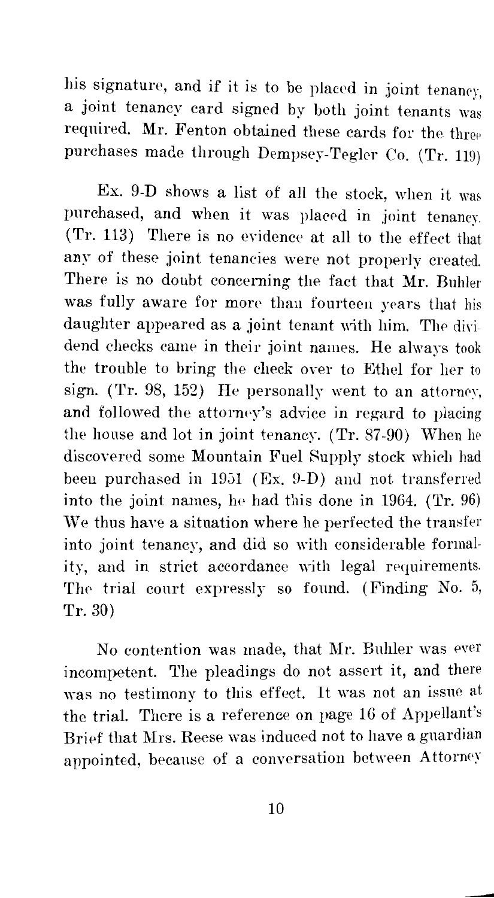his signature, and if it is to be placed in joint tenancy, a joint tenancy card signed by both joint tenants was required. Mr. Fenton obtained these cards for the three purchases made through Dempsey-Tegler Co. (Tr. 119)

Ex. 9-D shows a list of all the stock, when it was purchased, and when it was placed in joint tenancy. (Tr. 113) There is no evidence at all to the effect that any of these joint tenancies were not properly created. There is no doubt concerning the fact that Mr. Buhler was fully aware for more than fourteen years that his daughter appeared as a joint tenant with him. The dividend checks came in their joint names. He always took the trouble to bring the check over to Ethel for her to sign. (Tr. 98, 152) He personally went to an attorney, and followed the attorney's advice in regard to placing the house and lot in joint tenancy. (Tr. 87-90) When he discovered some Mountain Fuel Supply stock which had been purchased in 1951 (Ex. 9-D) and not transferred into the joint names, he had this done in 1964. (Tr. 96) We thus have a situation where he perfected the transfer into joint tenancy, and did so with considerable formality, and in strict accordance with legal requirements. The trial court expressly so found. (Finding No. 5, Tr. 30)

No contention was made, that Mr. Buhler was ever incompetent. The pleadings do not assert it, and there was no testimony to this effect. It was not an issue at the trial. There is a reference on page 16 of Appellant's Brief that Mrs. Reese was induced not to have a guardian appointed, because of a conversation between Attorney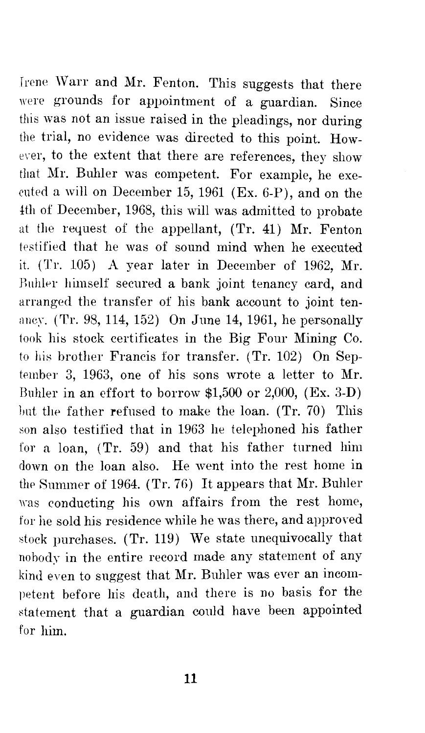Irene Warr and Mr. Fenton. This suggests that there were grounds for appointment of a guardian. Since this was not an issue raised in the pleadings, nor during the trial, no evidence was directed to this point. However, to the extent that there are references, they show that Mr. Buhler was competent. For example, he executed a will on December 15, 1961 (Ex. 6-P), and on the 4th of December, 1968, this will was admitted to probate at the request of the appellant, (Tr. 41) Mr. Fenton testified that he was of sound mind when he executed it. (Tr. 105) A year later in December of 1962, Mr. Buhler himself secured a bank joint tenancy card, and arranged the transfer of his bank account to joint tenancy. (Tr. 98, 114, 152) On June 14, 1961, he personally took his stock certificates in the Big Four Mining Co. to his brother Francis for transfer. (Tr. 102) On September 3, 1963, one of his sons wrote a letter to Mr. Buhler in an effort to borrow $1,500 or 2,000, (Ex. 3-D) but the father refused to make the loan. (Tr. 70) This son also testified that in 1963 he telephoned his father for a loan, (Tr. 59) and that his father turned him down on the loan also. He went into the rest home in the Summer of 1964. (Tr. 76) It appears that Mr. Buhler was conducting his own affairs from the rest home, for he sold his residence while he was there, and approved stock purchases. (Tr. 119) We state unequivocally that nobody in the entire record made any statement of any kind even to suggest that Mr. Buhler was ever an incompetent before his death, and there is no basis for the statement that a guardian could have been appointed for him.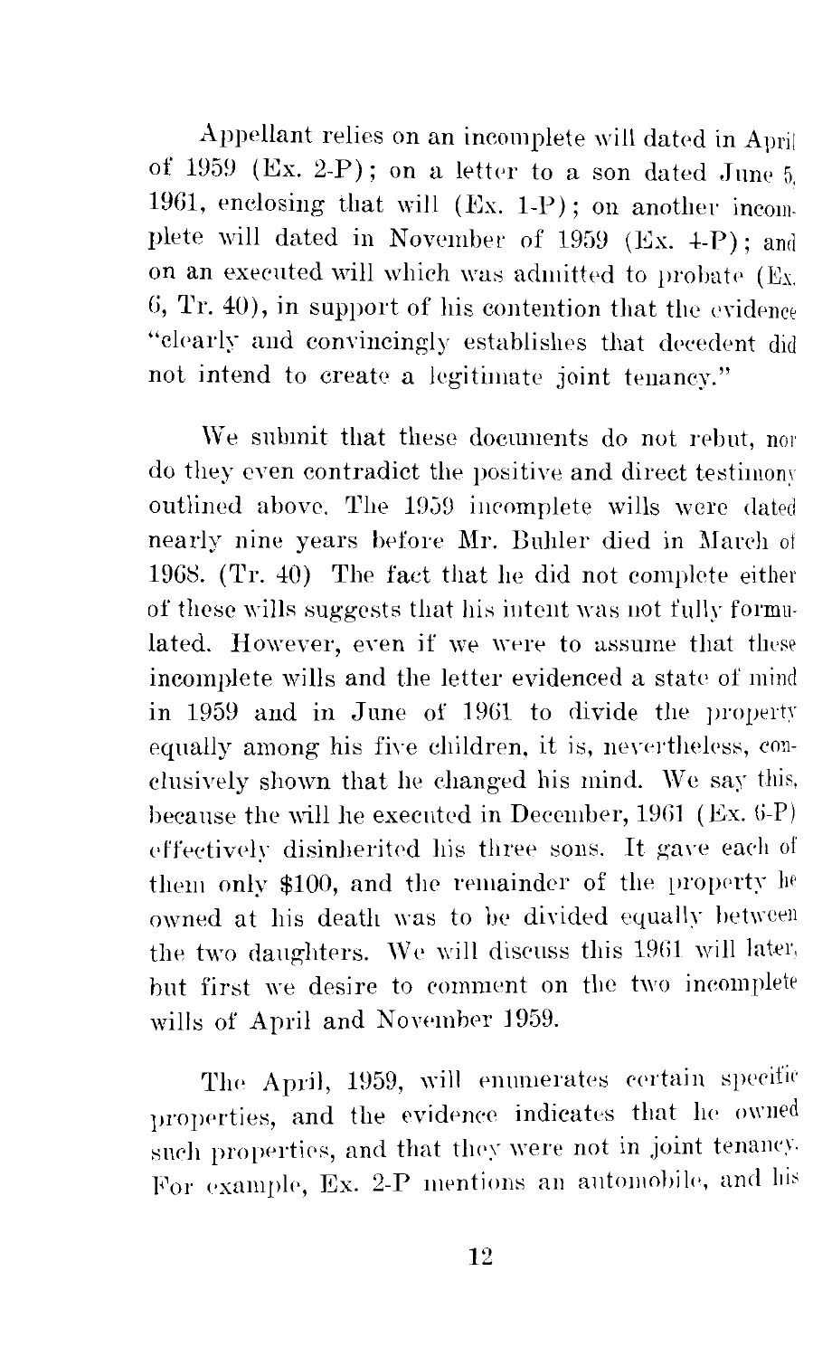Appellant relies on an incomplete will dated in April of 1959 (Ex. 2-P); on a letter to a son dated June 5, 1961, enclosing that will (Ex. 1-P); on another incomplete will dated in November of 1959 (Ex. 4-P); and on an executed will which was admitted to probate (Ex. 6, Tr. 40), in support of his contention that the evidence "clearly and convincingly establishes that decedent did not intend to create a legitimate joint tenancy."

We submit that these documents do not rebut, nor do they even contradict the positive and direct testimony outlined above. The 1959 incomplete wills were dated nearly nine years before Mr. Buhler died in March of 1968. (Tr. 40) The fact that he did not complete either of these wills suggests that his intent was not fully formulated. However, even if we were to assume that these incomplete wills and the letter evidenced a state of mind in 1959 and in June of 1961 to divide the property equally among his five children, it is, nevertheless, conclusively shown that he changed his mind. We say this, because the will he executed in December, 1961 (Ex. 6-P) effectively disinherited his three sons. It gave each of them only $100, and the remainder of the property he owned at his death was to be divided equally between the two daughters. We will discuss this 1961 will later, but first we desire to comment on the two incomplete wills of April and November 1959.

The April, 1959, will enumerates certain specific properties, and the evidence indicates that he owned such properties, and that they were not in joint tenancy. For example, Ex. 2-P mentions an automobile, and his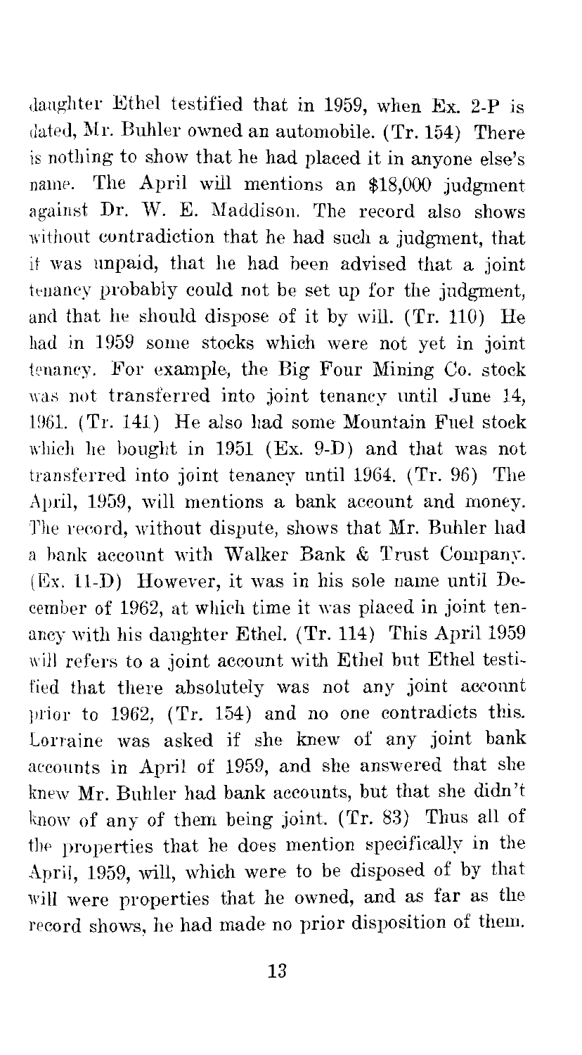daughter Ethel testified that in 1959, when Ex. 2-P is dated, Mr. Buhler owned an automobile. (Tr. 154) There is nothing to show that he had placed it in anyone else's name. The April will mentions an $18,000 judgment against Dr. W. E. Maddison. The record also shows without contradiction that he had such a judgment, that it was unpaid, that he had been advised that a joint tenancy probably could not be set up for the judgment, and that he should dispose of it by will. (Tr. 110) He had in 1959 some stocks which were not yet in joint tenancy. For example, the Big Four Mining Co. stock was not transferred into joint tenancy until June 14, 1961. (Tr. 141) He also had some Mountain Fuel stock which he bought in 1951 (Ex. 9-D) and that was not transferred into joint tenancy until 1964. (Tr. 96) The April, 1959, will mentions a bank account and money. The record, without dispute, shows that Mr. Buhler had a bank account with Walker Bank & Trust Company. (Ex. 11-D) However, it was in his sole name until December of 1962, at which time it was placed in joint tenancy with his daughter Ethel. (Tr. 114) This April 1959 will refers to a joint account with Ethel but Ethel testified that there absolutely was not any joint account prior to 1962, (Tr. 154) and no one contradicts this. Lorraine was asked if she knew of any joint bank accounts in April of 1959, and she answered that she knew Mr. Buhler had bank accounts, but that she didn't know of any of them being joint. (Tr. 83) Thus all of the properties that he does mention specifically in the April, 1959, will, which were to be disposed of by that will were properties that he owned, and as far as the record shows, he had made no prior disposition of them.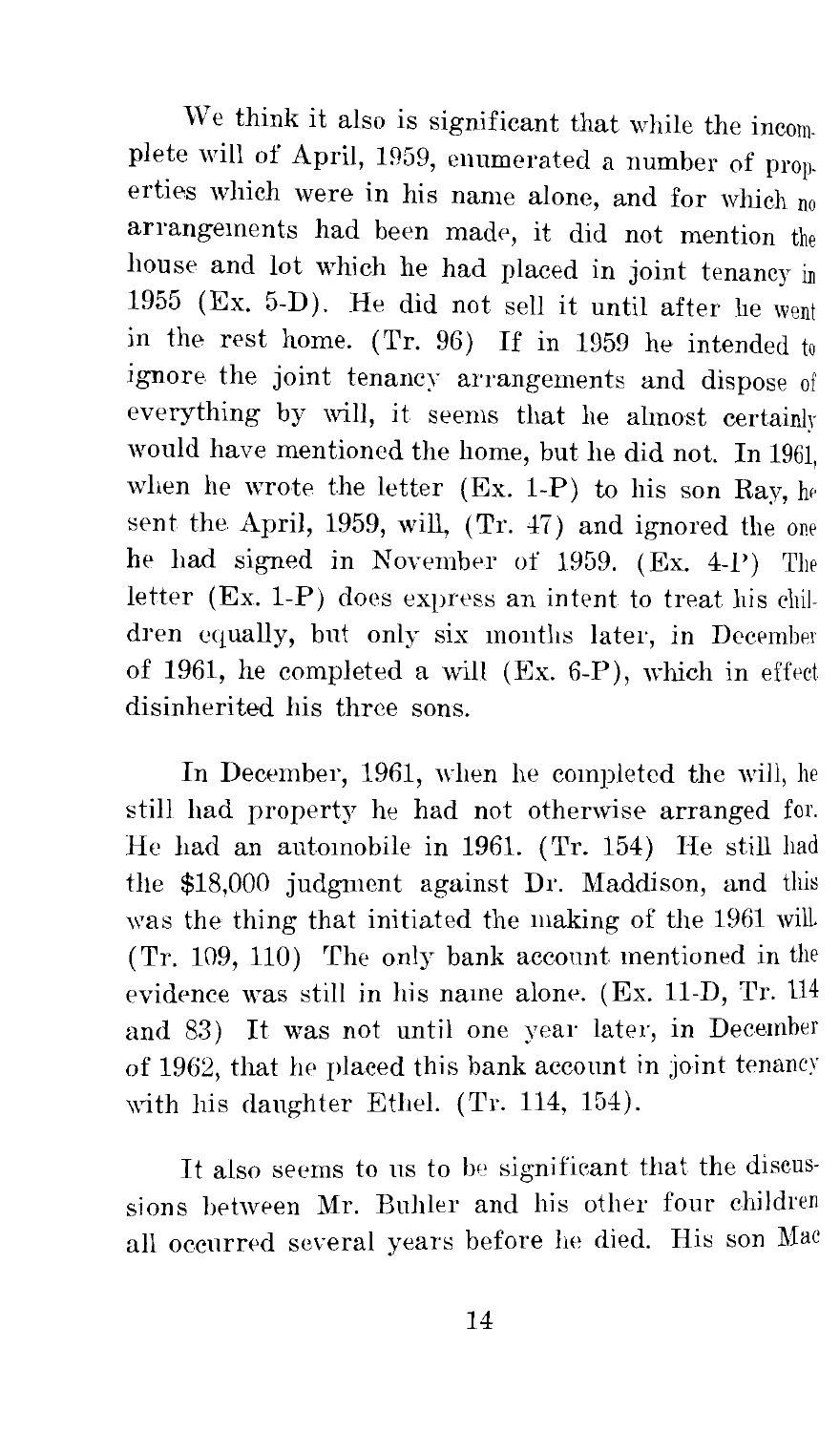We think it also is significant that while the incomplete will of April, 1959, enumerated a number of properties which were in his name alone, and for which no arrangements had been made, it did not mention the house and lot which he had placed in joint tenancy in 1955 (Ex. 5-D). He did not sell it until after he went in the rest home. (Tr. 96) If in 1959 he intended to ignore the joint tenancy arrangements and dispose of everything by will, it seems that he almost certainly would have mentioned the home, but he did not. In 1961, when he wrote the letter (Ex. 1-P) to his son Ray, he sent the April, 1959, will, (Tr. 47) and ignored the one he had signed in November of 1959. (Ex. 4-P) The letter (Ex. 1-P) does express an intent to treat his children equally, but only six months later, in December of 1961, he completed a will (Ex. 6-P), which in effect disinherited his three sons.

In December, 1961, when he completed the will, he still had property he had not otherwise arranged for. He had an automobile in 1961. (Tr. 154) He still had the $18,000 judgment against Dr. Maddison, and this was the thing that initiated the making of the 1961 will. (Tr. 109, 110) The only bank account mentioned in the evidence was still in his name alone. (Ex. 11-D, Tr. 114 and 83) It was not until one year later, in December of 1962, that he placed this bank account in joint tenancy with his daughter Ethel. (Tr. 114, 154).

It also seems to us to be significant that the discussions between Mr. Buhler and his other four children all occurred several years before he died. His son Mac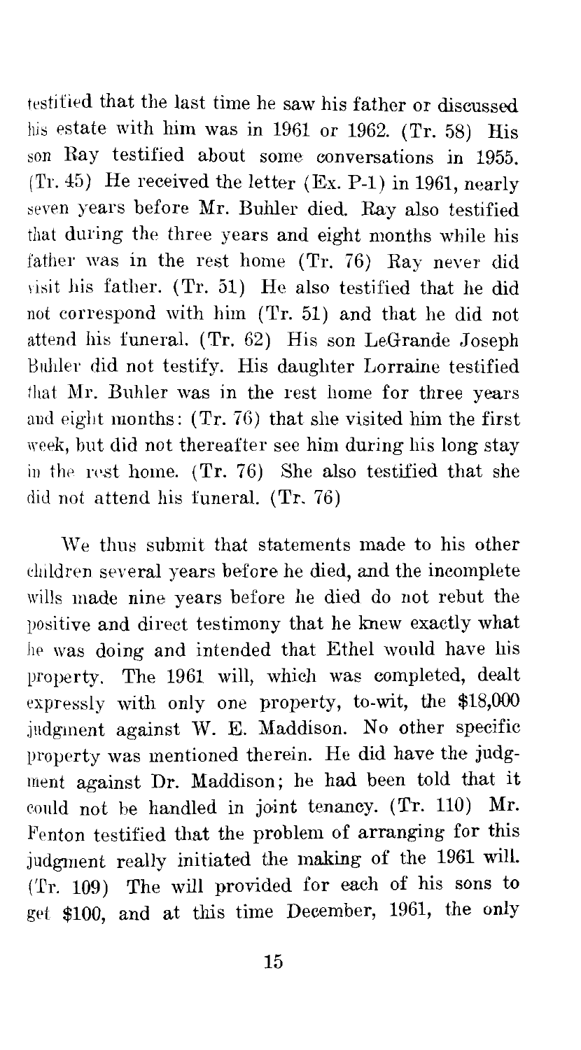testified that the last time he saw his father or discussed his estate with him was in 1961 or 1962. (Tr. 58) His son Ray testified about some conversations in 1955. (Tr. 45) He received the letter (Ex. P-1) in 1961, nearly seven years before Mr. Buhler died. Ray also testified that during the three years and eight months while his father was in the rest home (Tr. 76) Ray never did visit his father. (Tr. 51) He also testified that he did not correspond with him (Tr. 51) and that he did not attend his funeral. (Tr. 62) His son LeGrande Joseph Buhler did not testify. His daughter Lorraine testified that Mr. Buhler was in the rest home for three years and eight months: (Tr. 76) that she visited him the first week, but did not thereafter see him during his long stay in the rest home. (Tr. 76) She also testified that she did not attend his funeral. (Tr. 76)

We thus submit that statements made to his other children several years before he died, and the incomplete wills made nine years before he died do not rebut the positive and direct testimony that he knew exactly what he was doing and intended that Ethel would have his property. The 1961 will, which was completed, dealt expressly with only one property, to-wit, the $18,000 judgment against W. E. Maddison. No other specific property was mentioned therein. He did have the judgment against Dr. Maddison; he had been told that it could not be handled in joint tenancy. (Tr. 110) Mr. Fenton testified that the problem of arranging for this judgment really initiated the making of the 1961 will. (Tr. 109) The will provided for each of his sons to get $100, and at this time December, 1961, the only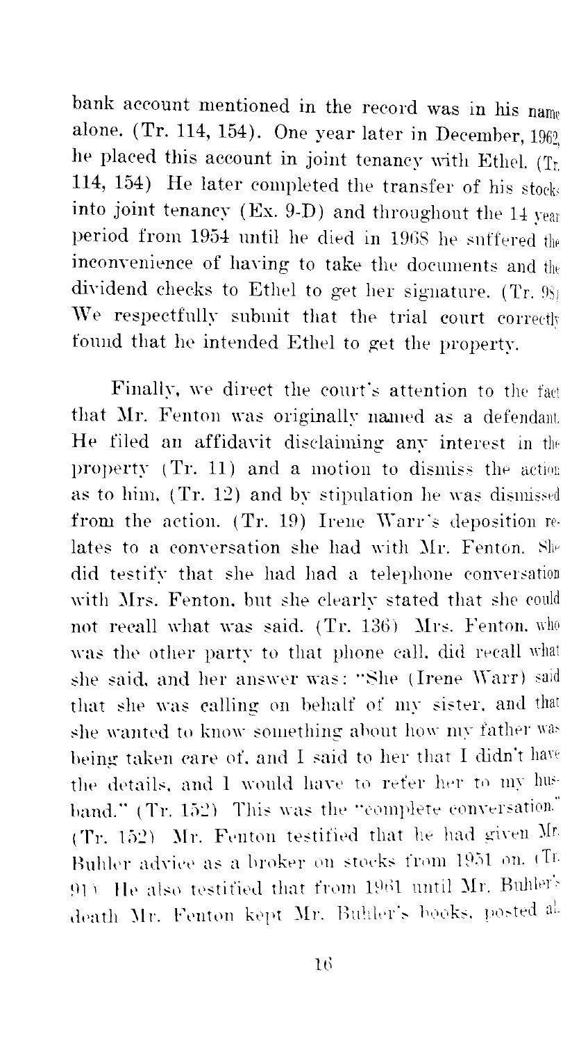bank account mentioned in the record was in his name alone. (Tr. 114, 154). One year later in December, 1962, he placed this account in joint tenancy with Ethel. (Tr. 114, 154) He later completed the transfer of his stocks into joint tenancy (Ex. 9-D) and throughout the 14 year period from 1954 until he died in 1968 he suffered the inconvenience of having to take the documents and the dividend checks to Ethel to get her signature. (Tr. 98) We respectfully submit that the trial court correctly found that he intended Ethel to get the property.

Finally, we direct the court's attention to the fact that Mr. Fenton was originally named as a defendant. He filed an affidavit disclaiming any interest in the property (Tr. 11) and a motion to dismiss the action as to him, (Tr. 12) and by stipulation he was dismissed from the action. (Tr. 19) Irene Warr's deposition relates to a conversation she had with Mr. Fenton. She did testify that she had had a telephone conversation with Mrs. Fenton, but she clearly stated that she could not recall what was said. (Tr. 136) Mrs. Fenton, who was the other party to that phone call, did recall what she said, and her answer was: "She (Irene Warr) said that she was calling on behalf of my sister, and that she wanted to know something about how my father was being taken care of, and I said to her that I didn't have the details, and I would have to refer her to my husband." (Tr. 152) This was the "complete conversation." (Tr. 152) Mr. Fenton testified that he had given Mr. Buhler advice as a broker on stocks from 1951 on. (Tr. 91) He also testified that from 1961 until Mr. Buhler's death Mr. Fenton kept Mr. Buhler's books, posted all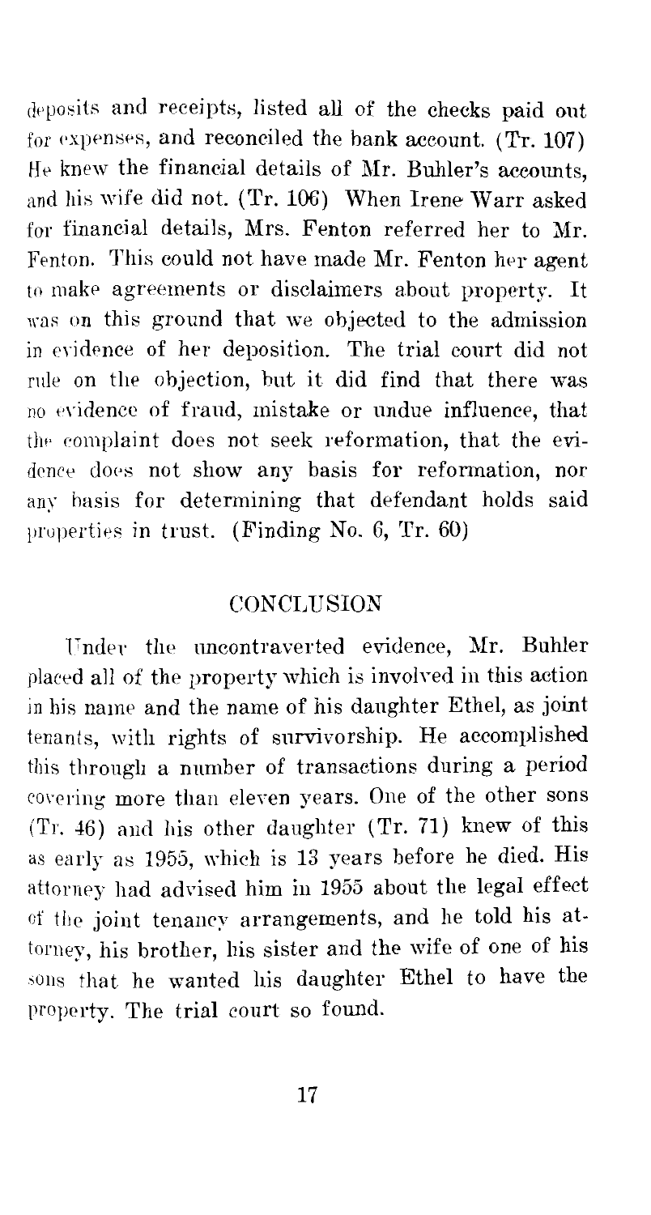deposits and receipts, listed all of the checks paid out for expenses, and reconciled the bank account. (Tr. 107) He knew the financial details of Mr. Buhler's accounts, and his wife did not. (Tr. 106) When Irene Warr asked for financial details, Mrs. Fenton referred her to Mr. Fenton. This could not have made Mr. Fenton her agent to make agreements or disclaimers about property. It was on this ground that we objected to the admission in evidence of her deposition. The trial court did not rule on the objection, but it did find that there was no evidence of fraud, mistake or undue influence, that the complaint does not seek reformation, that the evidence does not show any basis for reformation, nor any basis for determining that defendant holds said properties in trust. (Finding No. 6, Tr. 60)

## CONCLUSION

Under the uncontraverted evidence, Mr. Buhler placed all of the property which is involved in this action in his name and the name of his daughter Ethel, as joint tenants, with rights of survivorship. He accomplished this through a number of transactions during a period covering more than eleven years. One of the other sons (Tr. 46) and his other daughter (Tr. 71) knew of this as early as 1955, which is 13 years before he died. His attorney had advised him in 1955 about the legal effect of the joint tenancy arrangements, and he told his attorney, his brother, his sister and the wife of one of his sons that he wanted his daughter Ethel to have the property. The trial court so found.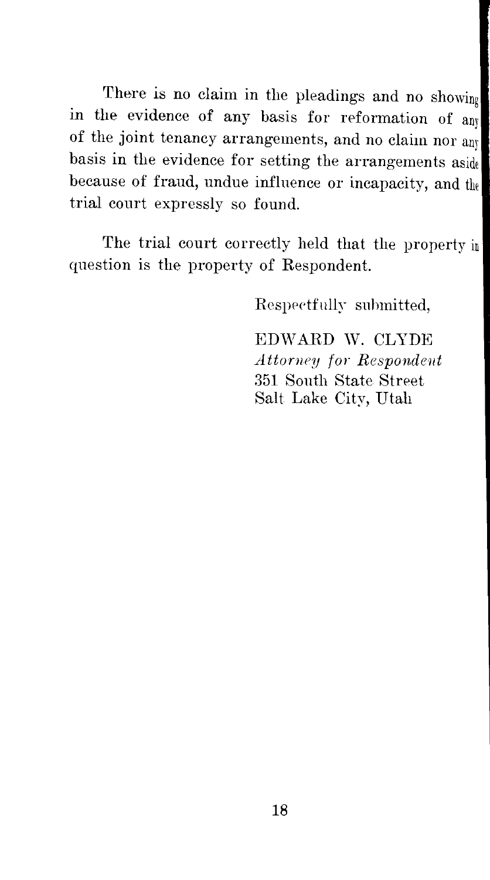There is no claim in the pleadings and no showing in the evidence of any basis for reformation of any of the joint tenancy arrangements, and no claim nor any basis in the evidence for setting the arrangements aside because of fraud, undue influence or incapacity, and the trial court expressly so found.

The trial court correctly held that the property in question is the property of Respondent.

Respectfully submitted,

EDWARD W. CLYDE
*Attorney for Respondent*
351 South State Street
Salt Lake City, Utah